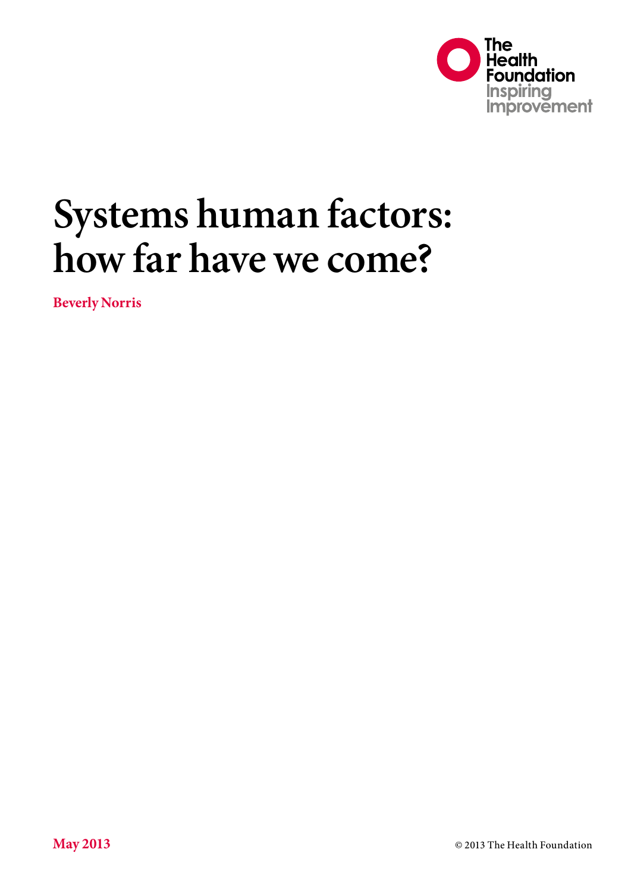The Health Foundation
Inspiring Improvement

# Systems human factors: how far have we come?

**Beverly Norris**

**May 2013**

© 2013 The Health Foundation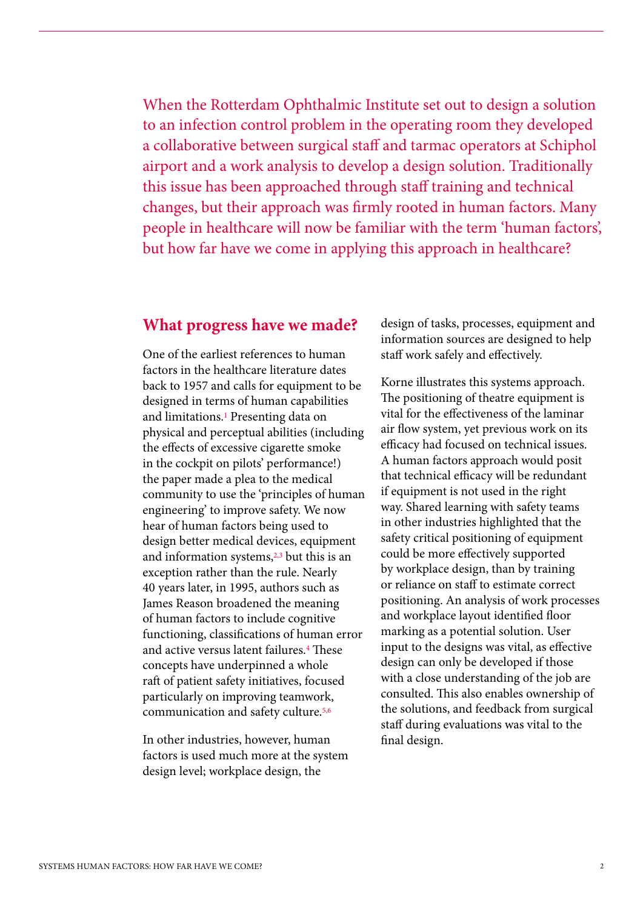When the Rotterdam Ophthalmic Institute set out to design a solution to an infection control problem in the operating room they developed a collaborative between surgical staff and tarmac operators at Schiphol airport and a work analysis to develop a design solution. Traditionally this issue has been approached through staff training and technical changes, but their approach was firmly rooted in human factors. Many people in healthcare will now be familiar with the term 'human factors', but how far have we come in applying this approach in healthcare?

## What progress have we made?

One of the earliest references to human factors in the healthcare literature dates back to 1957 and calls for equipment to be designed in terms of human capabilities and limitations.[1] Presenting data on physical and perceptual abilities (including the effects of excessive cigarette smoke in the cockpit on pilots' performance!) the paper made a plea to the medical community to use the 'principles of human engineering' to improve safety. We now hear of human factors being used to design better medical devices, equipment and information systems,[2,3] but this is an exception rather than the rule. Nearly 40 years later, in 1995, authors such as James Reason broadened the meaning of human factors to include cognitive functioning, classifications of human error and active versus latent failures.[4] These concepts have underpinned a whole raft of patient safety initiatives, focused particularly on improving teamwork, communication and safety culture.[5,6]

In other industries, however, human factors is used much more at the system design level; workplace design, the design of tasks, processes, equipment and information sources are designed to help staff work safely and effectively.

Korne illustrates this systems approach. The positioning of theatre equipment is vital for the effectiveness of the laminar air flow system, yet previous work on its efficacy had focused on technical issues. A human factors approach would posit that technical efficacy will be redundant if equipment is not used in the right way. Shared learning with safety teams in other industries highlighted that the safety critical positioning of equipment could be more effectively supported by workplace design, than by training or reliance on staff to estimate correct positioning. An analysis of work processes and workplace layout identified floor marking as a potential solution. User input to the designs was vital, as effective design can only be developed if those with a close understanding of the job are consulted. This also enables ownership of the solutions, and feedback from surgical staff during evaluations was vital to the final design.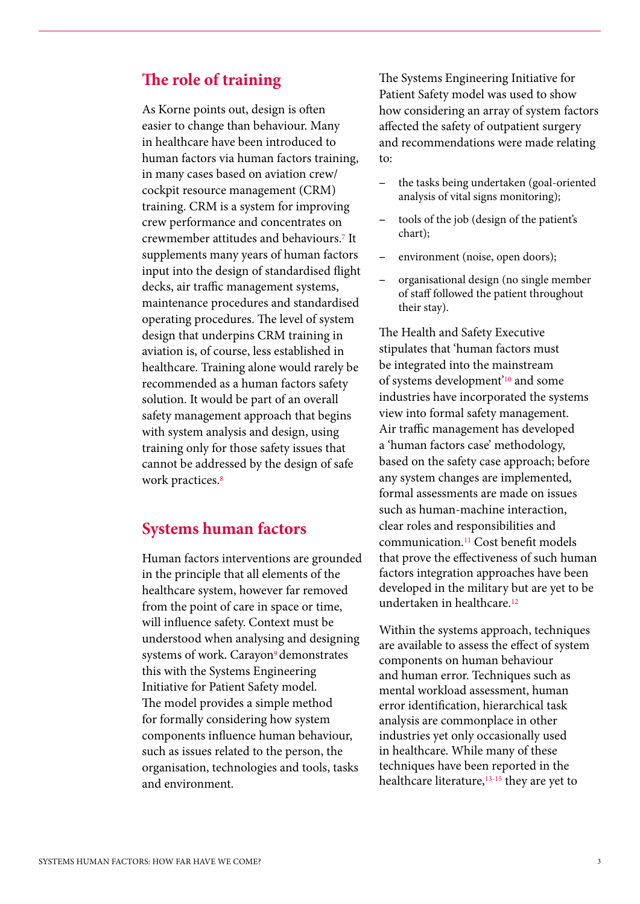## The role of training

As Korne points out, design is often easier to change than behaviour. Many in healthcare have been introduced to human factors via human factors training, in many cases based on aviation crew/ cockpit resource management (CRM) training. CRM is a system for improving crew performance and concentrates on crewmember attitudes and behaviours.[7] It supplements many years of human factors input into the design of standardised flight decks, air traffic management systems, maintenance procedures and standardised operating procedures. The level of system design that underpins CRM training in aviation is, of course, less established in healthcare. Training alone would rarely be recommended as a human factors safety solution. It would be part of an overall safety management approach that begins with system analysis and design, using training only for those safety issues that cannot be addressed by the design of safe work practices.[8]

## Systems human factors

Human factors interventions are grounded in the principle that all elements of the healthcare system, however far removed from the point of care in space or time, will influence safety. Context must be understood when analysing and designing systems of work. Carayon[9] demonstrates this with the Systems Engineering Initiative for Patient Safety model. The model provides a simple method for formally considering how system components influence human behaviour, such as issues related to the person, the organisation, technologies and tools, tasks and environment.

The Systems Engineering Initiative for Patient Safety model was used to show how considering an array of system factors affected the safety of outpatient surgery and recommendations were made relating to:

- the tasks being undertaken (goal-oriented analysis of vital signs monitoring);
- tools of the job (design of the patient's chart);
- environment (noise, open doors);
- organisational design (no single member of staff followed the patient throughout their stay).

The Health and Safety Executive stipulates that 'human factors must be integrated into the mainstream of systems development'[10] and some industries have incorporated the systems view into formal safety management. Air traffic management has developed a 'human factors case' methodology, based on the safety case approach; before any system changes are implemented, formal assessments are made on issues such as human-machine interaction, clear roles and responsibilities and communication.[11] Cost benefit models that prove the effectiveness of such human factors integration approaches have been developed in the military but are yet to be undertaken in healthcare.[12]

Within the systems approach, techniques are available to assess the effect of system components on human behaviour and human error. Techniques such as mental workload assessment, human error identification, hierarchical task analysis are commonplace in other industries yet only occasionally used in healthcare. While many of these techniques have been reported in the healthcare literature,[13-15] they are yet to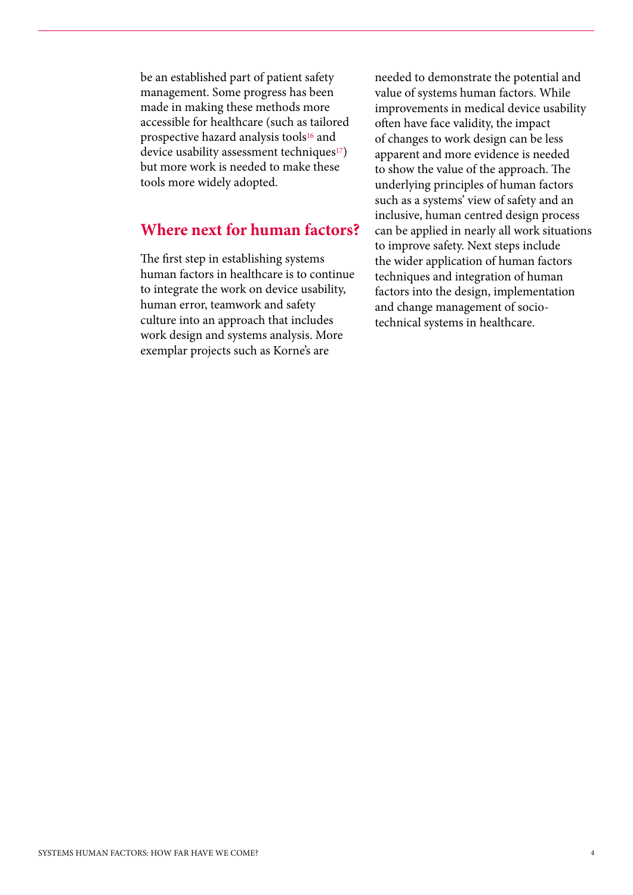be an established part of patient safety management. Some progress has been made in making these methods more accessible for healthcare (such as tailored prospective hazard analysis tools[16] and device usability assessment techniques[17]) but more work is needed to make these tools more widely adopted.

## Where next for human factors?

The first step in establishing systems human factors in healthcare is to continue to integrate the work on device usability, human error, teamwork and safety culture into an approach that includes work design and systems analysis. More exemplar projects such as Korne's are needed to demonstrate the potential and value of systems human factors. While improvements in medical device usability often have face validity, the impact of changes to work design can be less apparent and more evidence is needed to show the value of the approach. The underlying principles of human factors such as a systems' view of safety and an inclusive, human centred design process can be applied in nearly all work situations to improve safety. Next steps include the wider application of human factors techniques and integration of human factors into the design, implementation and change management of socio-technical systems in healthcare.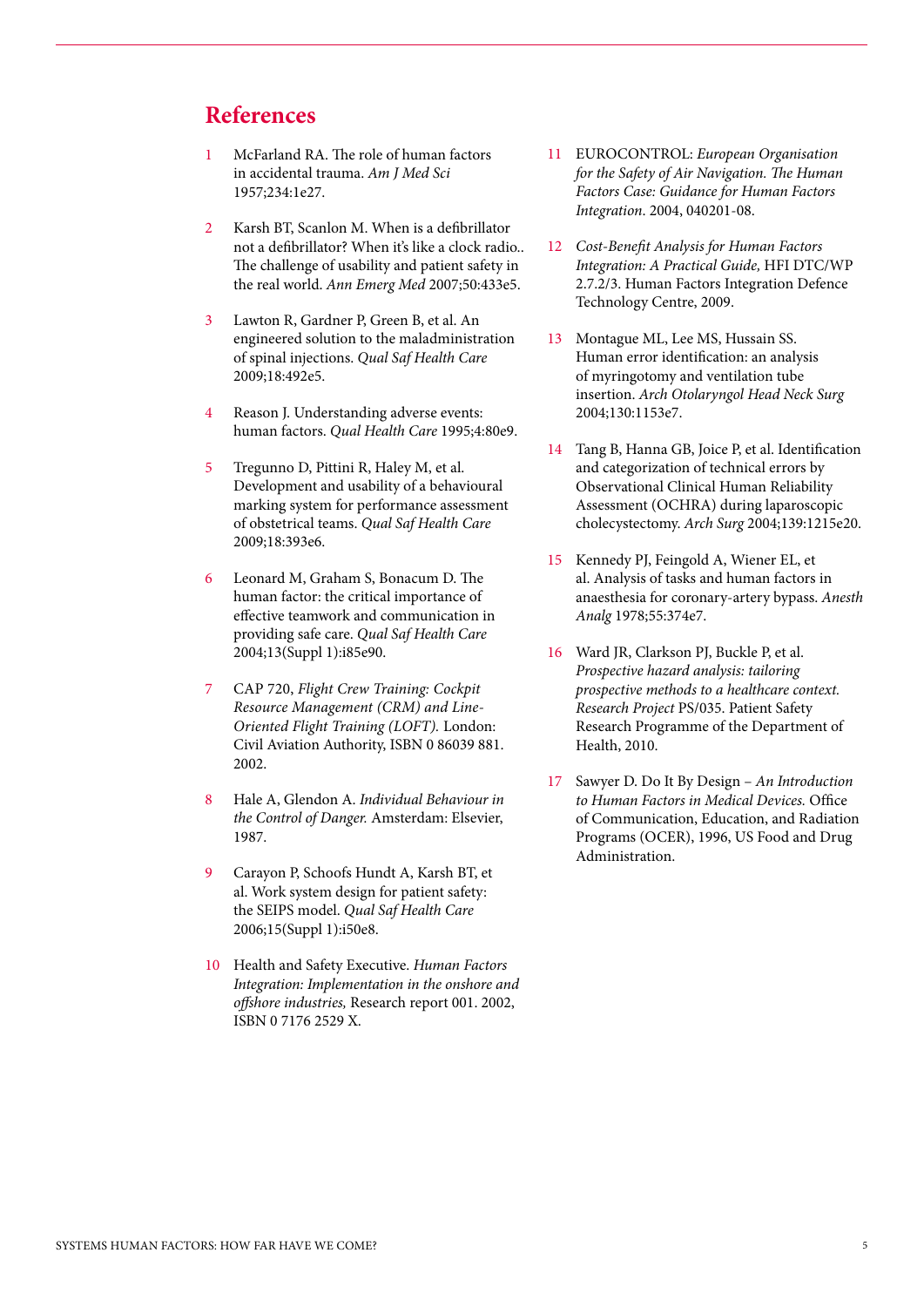## References

1. McFarland RA. The role of human factors in accidental trauma. *Am J Med Sci* 1957;234:1e27.

2. Karsh BT, Scanlon M. When is a defibrillator not a defibrillator? When it's like a clock radio.. The challenge of usability and patient safety in the real world. *Ann Emerg Med* 2007;50:433e5.

3. Lawton R, Gardner P, Green B, et al. An engineered solution to the maladministration of spinal injections. *Qual Saf Health Care* 2009;18:492e5.

4. Reason J. Understanding adverse events: human factors. *Qual Health Care* 1995;4:80e9.

5. Tregunno D, Pittini R, Haley M, et al. Development and usability of a behavioural marking system for performance assessment of obstetrical teams. *Qual Saf Health Care* 2009;18:393e6.

6. Leonard M, Graham S, Bonacum D. The human factor: the critical importance of effective teamwork and communication in providing safe care. *Qual Saf Health Care* 2004;13(Suppl 1):i85e90.

7. CAP 720, *Flight Crew Training: Cockpit Resource Management (CRM) and Line-Oriented Flight Training (LOFT).* London: Civil Aviation Authority, ISBN 0 86039 881. 2002.

8. Hale A, Glendon A. *Individual Behaviour in the Control of Danger.* Amsterdam: Elsevier, 1987.

9. Carayon P, Schoofs Hundt A, Karsh BT, et al. Work system design for patient safety: the SEIPS model. *Qual Saf Health Care* 2006;15(Suppl 1):i50e8.

10. Health and Safety Executive. *Human Factors Integration: Implementation in the onshore and offshore industries,* Research report 001. 2002, ISBN 0 7176 2529 X.

11. EUROCONTROL: *European Organisation for the Safety of Air Navigation. The Human Factors Case: Guidance for Human Factors Integration.* 2004, 040201-08.

12. *Cost-Benefit Analysis for Human Factors Integration: A Practical Guide,* HFI DTC/WP 2.7.2/3. Human Factors Integration Defence Technology Centre, 2009.

13. Montague ML, Lee MS, Hussain SS. Human error identification: an analysis of myringotomy and ventilation tube insertion. *Arch Otolaryngol Head Neck Surg* 2004;130:1153e7.

14. Tang B, Hanna GB, Joice P, et al. Identification and categorization of technical errors by Observational Clinical Human Reliability Assessment (OCHRA) during laparoscopic cholecystectomy. *Arch Surg* 2004;139:1215e20.

15. Kennedy PJ, Feingold A, Wiener EL, et al. Analysis of tasks and human factors in anaesthesia for coronary-artery bypass. *Anesth Analg* 1978;55:374e7.

16. Ward JR, Clarkson PJ, Buckle P, et al. *Prospective hazard analysis: tailoring prospective methods to a healthcare context. Research Project* PS/035. Patient Safety Research Programme of the Department of Health, 2010.

17. Sawyer D. Do It By Design – *An Introduction to Human Factors in Medical Devices.* Office of Communication, Education, and Radiation Programs (OCER), 1996, US Food and Drug Administration.